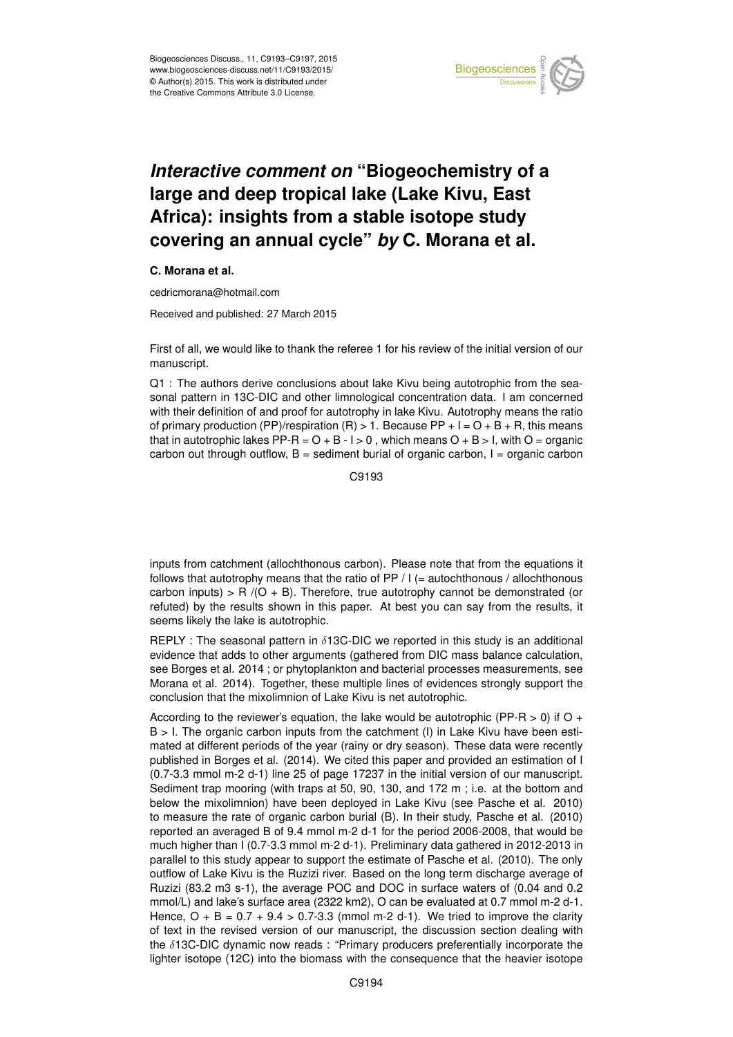# *Interactive comment on* "Biogeochemistry of a large and deep tropical lake (Lake Kivu, East Africa): insights from a stable isotope study covering an annual cycle" *by* C. Morana et al.

**C. Morana et al.**

cedricmorana@hotmail.com

Received and published: 27 March 2015

First of all, we would like to thank the referee 1 for his review of the initial version of our manuscript.

Q1 : The authors derive conclusions about lake Kivu being autotrophic from the seasonal pattern in 13C-DIC and other limnological concentration data. I am concerned with their definition of and proof for autotrophy in lake Kivu. Autotrophy means the ratio of primary production (PP)/respiration (R) > 1. Because PP + I = O + B + R, this means that in autotrophic lakes PP-R = O + B - I > 0 , which means O + B > I, with O = organic carbon out through outflow, B = sediment burial of organic carbon, I = organic carbon inputs from catchment (allochthonous carbon). Please note that from the equations it follows that autotrophy means that the ratio of PP / I (= autochthonous / allochthonous carbon inputs) > R /(O + B). Therefore, true autotrophy cannot be demonstrated (or refuted) by the results shown in this paper. At best you can say from the results, it seems likely the lake is autotrophic.

REPLY : The seasonal pattern in $\delta$13C-DIC we reported in this study is an additional evidence that adds to other arguments (gathered from DIC mass balance calculation, see Borges et al. 2014 ; or phytoplankton and bacterial processes measurements, see Morana et al. 2014). Together, these multiple lines of evidences strongly support the conclusion that the mixolimnion of Lake Kivu is net autotrophic.

According to the reviewer's equation, the lake would be autotrophic (PP-R > 0) if O + B > I. The organic carbon inputs from the catchment (I) in Lake Kivu have been estimated at different periods of the year (rainy or dry season). These data were recently published in Borges et al. (2014). We cited this paper and provided an estimation of I (0.7-3.3 mmol m-2 d-1) line 25 of page 17237 in the initial version of our manuscript. Sediment trap mooring (with traps at 50, 90, 130, and 172 m ; i.e. at the bottom and below the mixolimnion) have been deployed in Lake Kivu (see Pasche et al. 2010) to measure the rate of organic carbon burial (B). In their study, Pasche et al. (2010) reported an averaged B of 9.4 mmol m-2 d-1 for the period 2006-2008, that would be much higher than I (0.7-3.3 mmol m-2 d-1). Preliminary data gathered in 2012-2013 in parallel to this study appear to support the estimate of Pasche et al. (2010). The only outflow of Lake Kivu is the Ruzizi river. Based on the long term discharge average of Ruzizi (83.2 m3 s-1), the average POC and DOC in surface waters of (0.04 and 0.2 mmol/L) and lake's surface area (2322 km2), O can be evaluated at 0.7 mmol m-2 d-1. Hence, O + B = 0.7 + 9.4 > 0.7-3.3 (mmol m-2 d-1). We tried to improve the clarity of text in the revised version of our manuscript, the discussion section dealing with the $\delta$13C-DIC dynamic now reads : "Primary producers preferentially incorporate the lighter isotope (12C) into the biomass with the consequence that the heavier isotope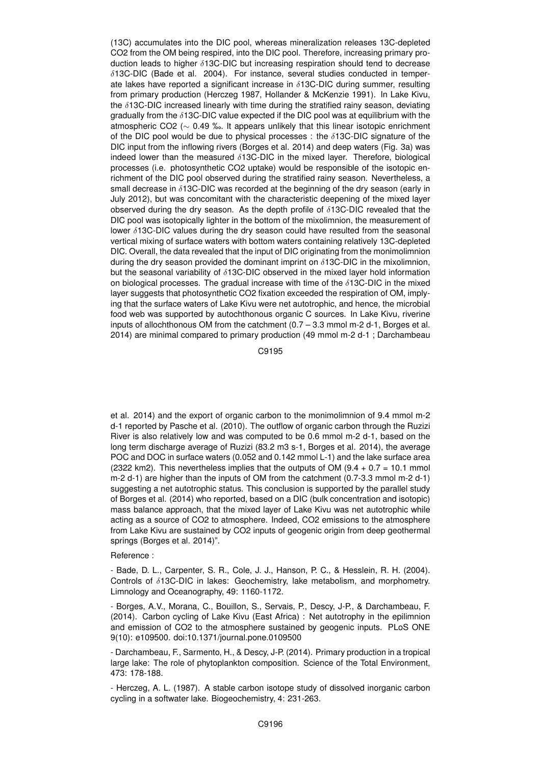(13C) accumulates into the DIC pool, whereas mineralization releases 13C-depleted $CO_2$ from the OM being respired, into the DIC pool. Therefore, increasing primary production leads to higher $\delta$13C-DIC but increasing respiration should tend to decrease $\delta$13C-DIC (Bade et al. 2004). For instance, several studies conducted in temperate lakes have reported a significant increase in $\delta$13C-DIC during summer, resulting from primary production (Herczeg 1987, Hollander & McKenzie 1991). In Lake Kivu, the $\delta$13C-DIC increased linearly with time during the stratified rainy season, deviating gradually from the $\delta$13C-DIC value expected if the DIC pool was at equilibrium with the atmospheric $CO_2$ ($\sim$ 0.49 ‰. It appears unlikely that this linear isotopic enrichment of the DIC pool would be due to physical processes : the $\delta$13C-DIC signature of the DIC input from the inflowing rivers (Borges et al. 2014) and deep waters (Fig. 3a) was indeed lower than the measured $\delta$13C-DIC in the mixed layer. Therefore, biological processes (i.e. photosynthetic $CO_2$ uptake) would be responsible of the isotopic enrichment of the DIC pool observed during the stratified rainy season. Nevertheless, a small decrease in $\delta$13C-DIC was recorded at the beginning of the dry season (early in July 2012), but was concomitant with the characteristic deepening of the mixed layer observed during the dry season. As the depth profile of $\delta$13C-DIC revealed that the DIC pool was isotopically lighter in the bottom of the mixolimnion, the measurement of lower $\delta$13C-DIC values during the dry season could have resulted from the seasonal vertical mixing of surface waters with bottom waters containing relatively 13C-depleted DIC. Overall, the data revealed that the input of DIC originating from the monimolimnion during the dry season provided the dominant imprint on $\delta$13C-DIC in the mixolimnion, but the seasonal variability of $\delta$13C-DIC observed in the mixed layer hold information on biological processes. The gradual increase with time of the $\delta$13C-DIC in the mixed layer suggests that photosynthetic $CO_2$ fixation exceeded the respiration of OM, implying that the surface waters of Lake Kivu were net autotrophic, and hence, the microbial food web was supported by autochthonous organic C sources. In Lake Kivu, riverine inputs of allochthonous OM from the catchment (0.7 – 3.3 mmol m-2 d-1, Borges et al. 2014) are minimal compared to primary production (49 mmol m-2 d-1 ; Darchambeau et al. 2014) and the export of organic carbon to the monimolimnion of 9.4 mmol m-2 d-1 reported by Pasche et al. (2010). The outflow of organic carbon through the Ruzizi River is also relatively low and was computed to be 0.6 mmol m-2 d-1, based on the long term discharge average of Ruzizi (83.2 m3 s-1, Borges et al. 2014), the average POC and DOC in surface waters (0.052 and 0.142 mmol L-1) and the lake surface area (2322 km2). This nevertheless implies that the outputs of OM (9.4 + 0.7 = 10.1 mmol m-2 d-1) are higher than the inputs of OM from the catchment (0.7-3.3 mmol m-2 d-1) suggesting a net autotrophic status. This conclusion is supported by the parallel study of Borges et al. (2014) who reported, based on a DIC (bulk concentration and isotopic) mass balance approach, that the mixed layer of Lake Kivu was net autotrophic while acting as a source of $CO_2$ to atmosphere. Indeed, $CO_2$ emissions to the atmosphere from Lake Kivu are sustained by $CO_2$ inputs of geogenic origin from deep geothermal springs (Borges et al. 2014)".

Reference :

- Bade, D. L., Carpenter, S. R., Cole, J. J., Hanson, P. C., & Hesslein, R. H. (2004). Controls of $\delta$13C-DIC in lakes: Geochemistry, lake metabolism, and morphometry. Limnology and Oceanography, 49: 1160-1172.

- Borges, A.V., Morana, C., Bouillon, S., Servais, P., Descy, J-P., & Darchambeau, F. (2014). Carbon cycling of Lake Kivu (East Africa) : Net autotrophy in the epilimnion and emission of CO2 to the atmosphere sustained by geogenic inputs. PLoS ONE 9(10): e109500. doi:10.1371/journal.pone.0109500

- Darchambeau, F., Sarmento, H., & Descy, J-P. (2014). Primary production in a tropical large lake: The role of phytoplankton composition. Science of the Total Environment, 473: 178-188.

- Herczeg, A. L. (1987). A stable carbon isotope study of dissolved inorganic carbon cycling in a softwater lake. Biogeochemistry, 4: 231-263.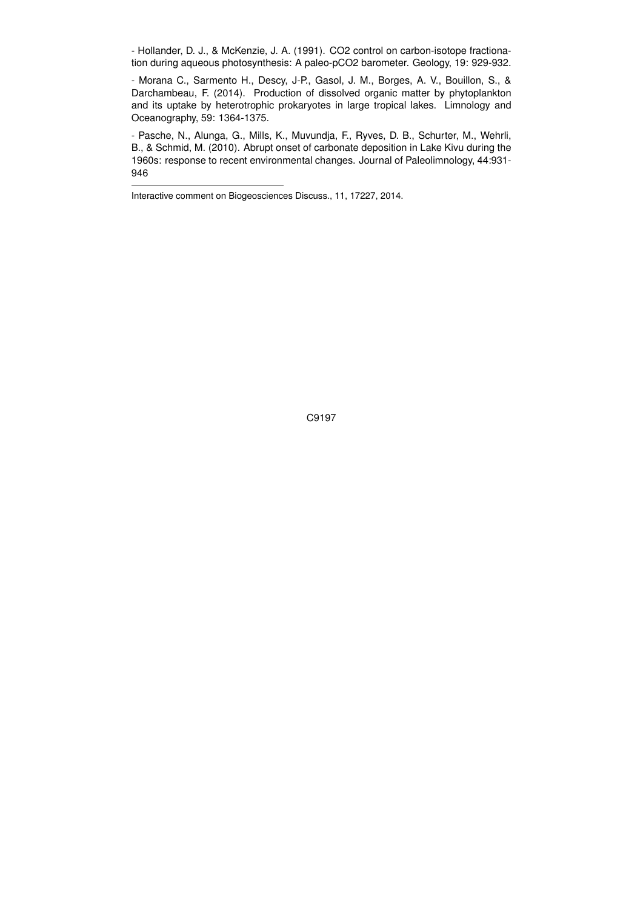- Hollander, D. J., & McKenzie, J. A. (1991). $CO_2$ control on carbon-isotope fractionation during aqueous photosynthesis: A paleo-p$CO_2$ barometer. Geology, 19: 929-932.

- Morana C., Sarmento H., Descy, J-P., Gasol, J. M., Borges, A. V., Bouillon, S., & Darchambeau, F. (2014). Production of dissolved organic matter by phytoplankton and its uptake by heterotrophic prokaryotes in large tropical lakes. Limnology and Oceanography, 59: 1364-1375.

- Pasche, N., Alunga, G., Mills, K., Muvundja, F., Ryves, D. B., Schurter, M., Wehrli, B., & Schmid, M. (2010). Abrupt onset of carbonate deposition in Lake Kivu during the 1960s: response to recent environmental changes. Journal of Paleolimnology, 44:931-946

---

Interactive comment on Biogeosciences Discuss., 11, 17227, 2014.